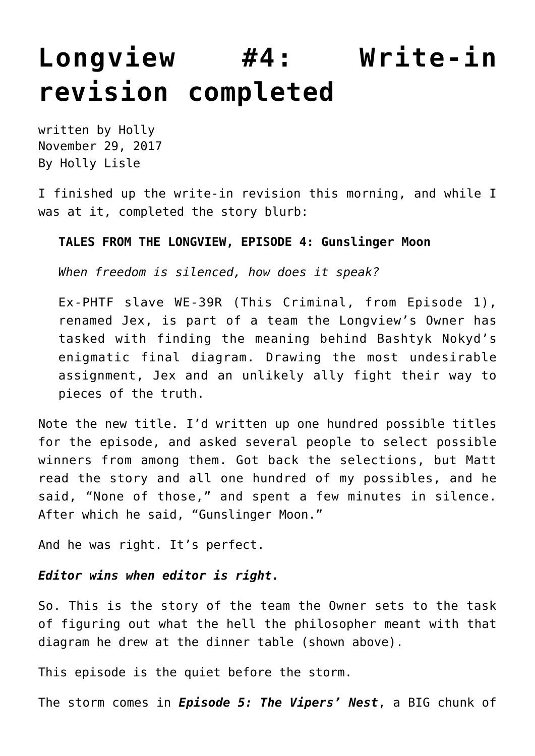# Longview #4: Write-in revision completed

written by Holly
November 29, 2017
By Holly Lisle

I finished up the write-in revision this morning, and while I was at it, completed the story blurb:

> **TALES FROM THE LONGVIEW, EPISODE 4: Gunslinger Moon**
>
> *When freedom is silenced, how does it speak?*
>
> Ex-PHTF slave WE-39R (This Criminal, from Episode 1), renamed Jex, is part of a team the Longview's Owner has tasked with finding the meaning behind Bashtyk Nokyd's enigmatic final diagram. Drawing the most undesirable assignment, Jex and an unlikely ally fight their way to pieces of the truth.

Note the new title. I'd written up one hundred possible titles for the episode, and asked several people to select possible winners from among them. Got back the selections, but Matt read the story and all one hundred of my possibles, and he said, "None of those," and spent a few minutes in silence. After which he said, "Gunslinger Moon."

And he was right. It's perfect.

***Editor wins when editor is right.***

So. This is the story of the team the Owner sets to the task of figuring out what the hell the philosopher meant with that diagram he drew at the dinner table (shown above).

This episode is the quiet before the storm.

The storm comes in ***Episode 5: The Vipers' Nest***, a BIG chunk of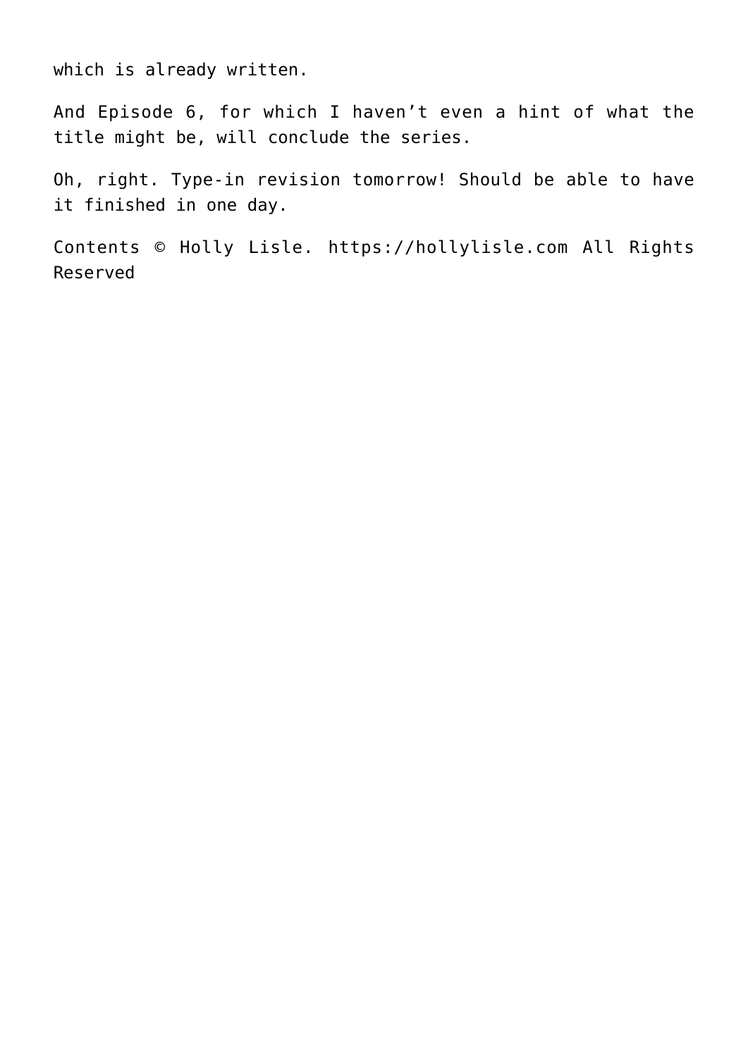which is already written.

And Episode 6, for which I haven’t even a hint of what the title might be, will conclude the series.

Oh, right. Type-in revision tomorrow! Should be able to have it finished in one day.

Contents © Holly Lisle. https://hollylisle.com All Rights Reserved